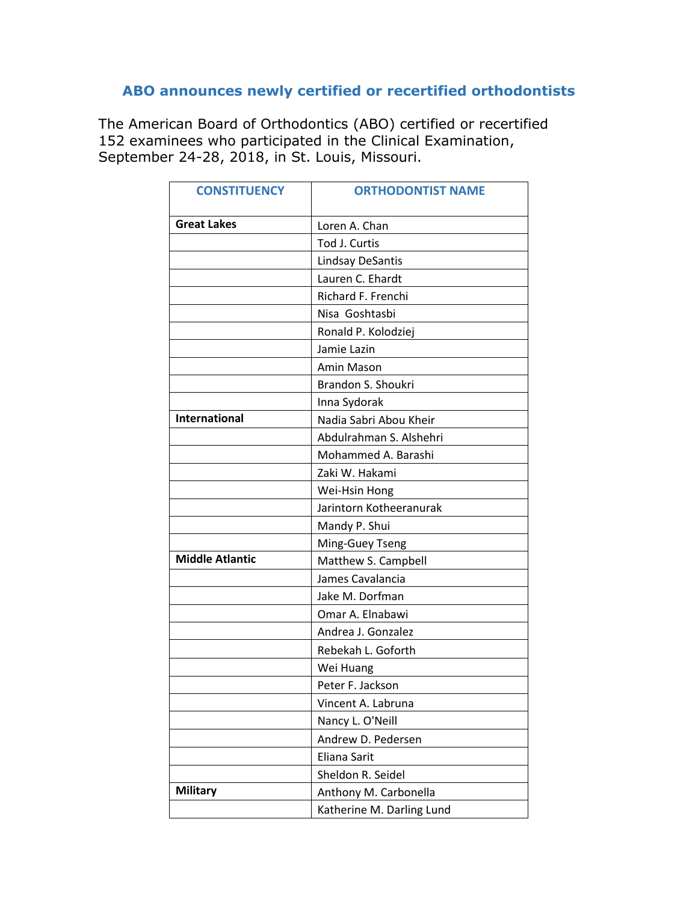## ABO announces newly certified or recertified orthodontists

The American Board of Orthodontics (ABO) certified or recertified 152 examinees who participated in the Clinical Examination, September 24-28, 2018, in St. Louis, Missouri.

| CONSTITUENCY | ORTHODONTIST NAME |
|---|---|
| **Great Lakes** | Loren A. Chan |
| | Tod J. Curtis |
| | Lindsay DeSantis |
| | Lauren C. Ehardt |
| | Richard F. Frenchi |
| | Nisa Goshtasbi |
| | Ronald P. Kolodziej |
| | Jamie Lazin |
| | Amin Mason |
| | Brandon S. Shoukri |
| | Inna Sydorak |
| **International** | Nadia Sabri Abou Kheir |
| | Abdulrahman S. Alshehri |
| | Mohammed A. Barashi |
| | Zaki W. Hakami |
| | Wei-Hsin Hong |
| | Jarintorn Kotheeranurak |
| | Mandy P. Shui |
| | Ming-Guey Tseng |
| **Middle Atlantic** | Matthew S. Campbell |
| | James Cavalancia |
| | Jake M. Dorfman |
| | Omar A. Elnabawi |
| | Andrea J. Gonzalez |
| | Rebekah L. Goforth |
| | Wei Huang |
| | Peter F. Jackson |
| | Vincent A. Labruna |
| | Nancy L. O'Neill |
| | Andrew D. Pedersen |
| | Eliana Sarit |
| | Sheldon R. Seidel |
| **Military** | Anthony M. Carbonella |
| | Katherine M. Darling Lund |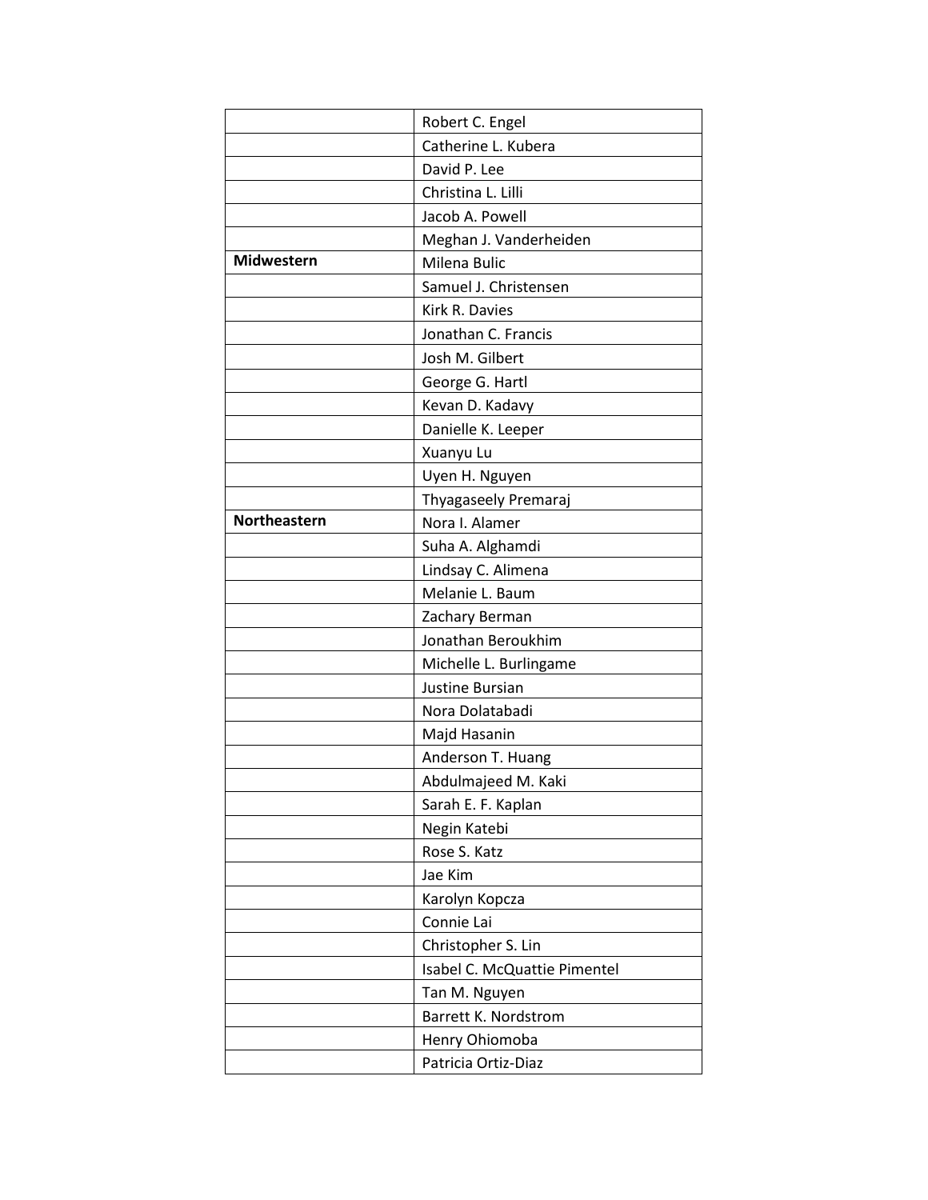| | |
|---|---|
| | Robert C. Engel |
| | Catherine L. Kubera |
| | David P. Lee |
| | Christina L. Lilli |
| | Jacob A. Powell |
| | Meghan J. Vanderheiden |
| **Midwestern** | Milena Bulic |
| | Samuel J. Christensen |
| | Kirk R. Davies |
| | Jonathan C. Francis |
| | Josh M. Gilbert |
| | George G. Hartl |
| | Kevan D. Kadavy |
| | Danielle K. Leeper |
| | Xuanyu Lu |
| | Uyen H. Nguyen |
| | Thyagaseely Premaraj |
| **Northeastern** | Nora I. Alamer |
| | Suha A. Alghamdi |
| | Lindsay C. Alimena |
| | Melanie L. Baum |
| | Zachary Berman |
| | Jonathan Beroukhim |
| | Michelle L. Burlingame |
| | Justine Bursian |
| | Nora Dolatabadi |
| | Majd Hasanin |
| | Anderson T. Huang |
| | Abdulmajeed M. Kaki |
| | Sarah E. F. Kaplan |
| | Negin Katebi |
| | Rose S. Katz |
| | Jae Kim |
| | Karolyn Kopcza |
| | Connie Lai |
| | Christopher S. Lin |
| | Isabel C. McQuattie Pimentel |
| | Tan M. Nguyen |
| | Barrett K. Nordstrom |
| | Henry Ohiomoba |
| | Patricia Ortiz-Diaz |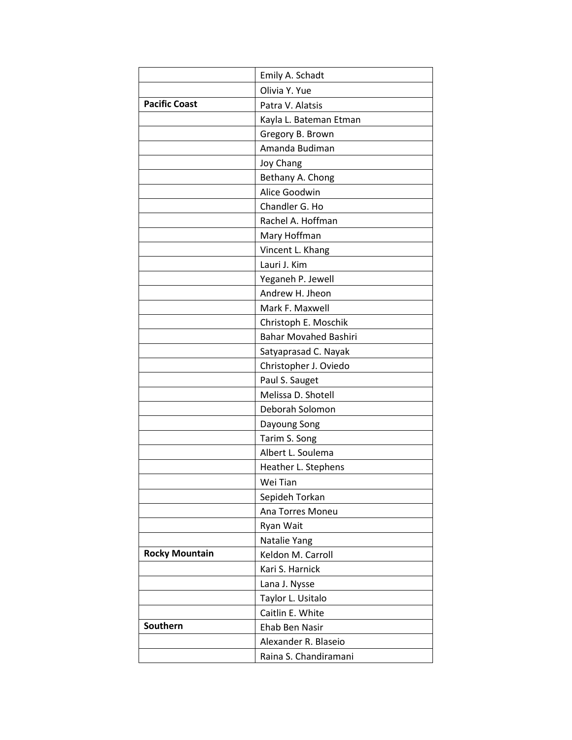| | |
|---|---|
| | Emily A. Schadt |
| | Olivia Y. Yue |
| **Pacific Coast** | Patra V. Alatsis |
| | Kayla L. Bateman Etman |
| | Gregory B. Brown |
| | Amanda Budiman |
| | Joy Chang |
| | Bethany A. Chong |
| | Alice Goodwin |
| | Chandler G. Ho |
| | Rachel A. Hoffman |
| | Mary Hoffman |
| | Vincent L. Khang |
| | Lauri J. Kim |
| | Yeganeh P. Jewell |
| | Andrew H. Jheon |
| | Mark F. Maxwell |
| | Christoph E. Moschik |
| | Bahar Movahed Bashiri |
| | Satyaprasad C. Nayak |
| | Christopher J. Oviedo |
| | Paul S. Sauget |
| | Melissa D. Shotell |
| | Deborah Solomon |
| | Dayoung Song |
| | Tarim S. Song |
| | Albert L. Soulema |
| | Heather L. Stephens |
| | Wei Tian |
| | Sepideh Torkan |
| | Ana Torres Moneu |
| | Ryan Wait |
| | Natalie Yang |
| **Rocky Mountain** | Keldon M. Carroll |
| | Kari S. Harnick |
| | Lana J. Nysse |
| | Taylor L. Usitalo |
| | Caitlin E. White |
| **Southern** | Ehab Ben Nasir |
| | Alexander R. Blaseio |
| | Raina S. Chandiramani |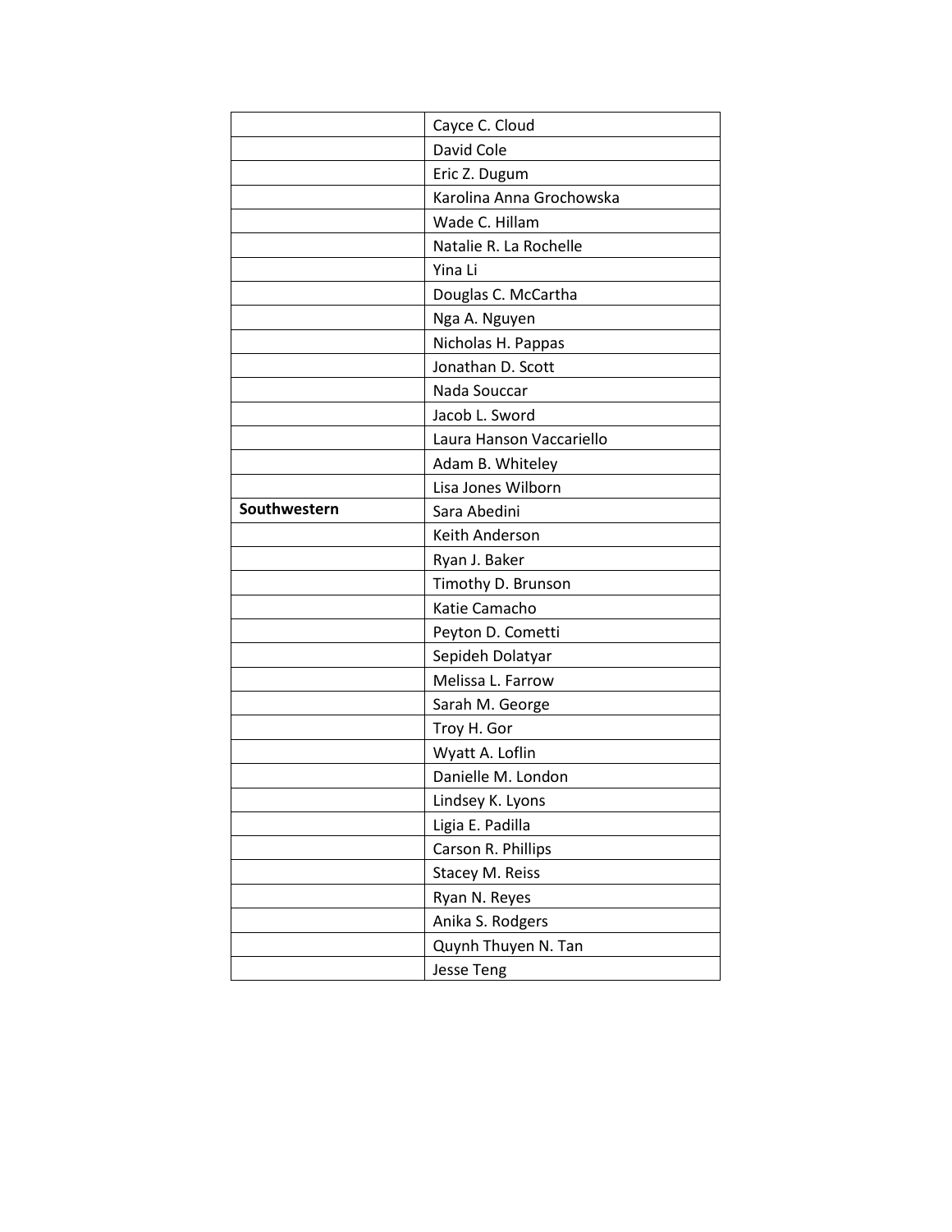| | |
|---|---|
| | Cayce C. Cloud |
| | David Cole |
| | Eric Z. Dugum |
| | Karolina Anna Grochowska |
| | Wade C. Hillam |
| | Natalie R. La Rochelle |
| | Yina Li |
| | Douglas C. McCartha |
| | Nga A. Nguyen |
| | Nicholas H. Pappas |
| | Jonathan D. Scott |
| | Nada Souccar |
| | Jacob L. Sword |
| | Laura Hanson Vaccariello |
| | Adam B. Whiteley |
| | Lisa Jones Wilborn |
| **Southwestern** | Sara Abedini |
| | Keith Anderson |
| | Ryan J. Baker |
| | Timothy D. Brunson |
| | Katie Camacho |
| | Peyton D. Cometti |
| | Sepideh Dolatyar |
| | Melissa L. Farrow |
| | Sarah M. George |
| | Troy H. Gor |
| | Wyatt A. Loflin |
| | Danielle M. London |
| | Lindsey K. Lyons |
| | Ligia E. Padilla |
| | Carson R. Phillips |
| | Stacey M. Reiss |
| | Ryan N. Reyes |
| | Anika S. Rodgers |
| | Quynh Thuyen N. Tan |
| | Jesse Teng |